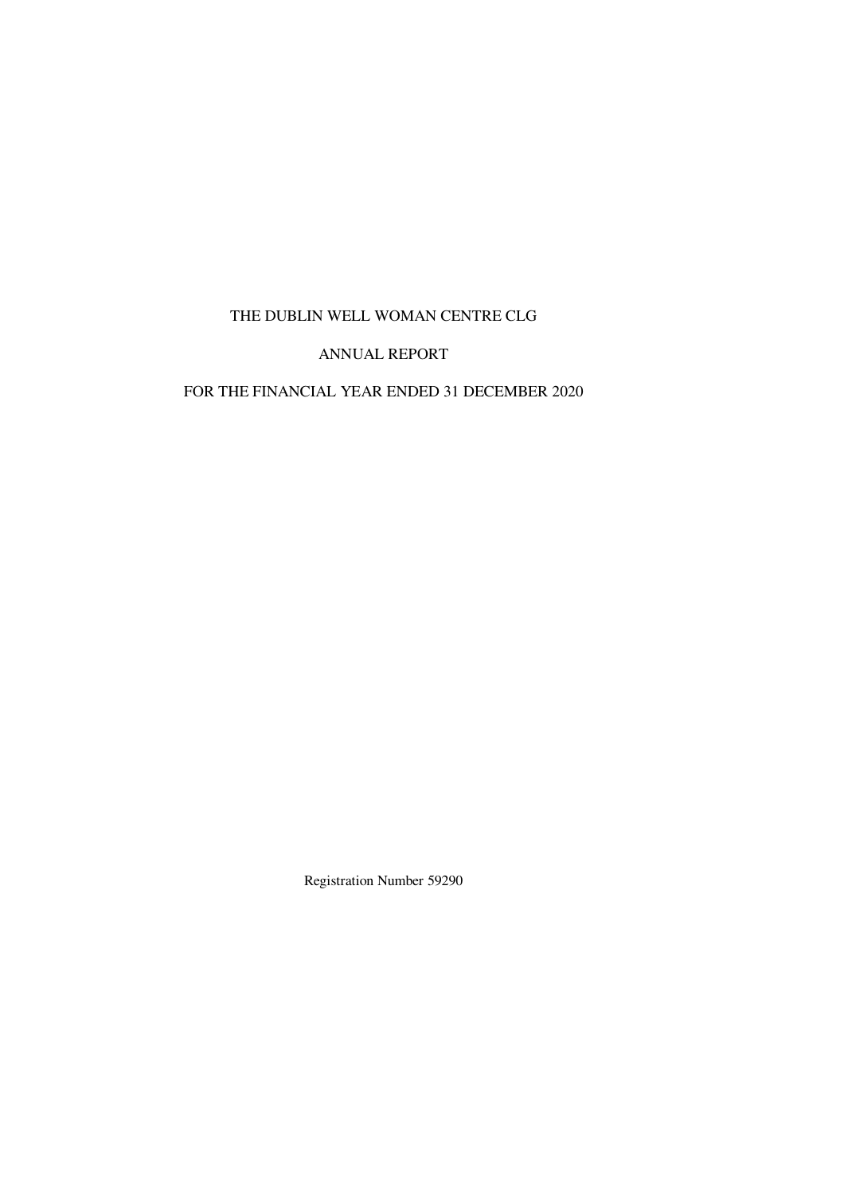# THE DUBLIN WELL WOMAN CENTRE CLG

## ANNUAL REPORT

## FOR THE FINANCIAL YEAR ENDED 31 DECEMBER 2020

Registration Number 59290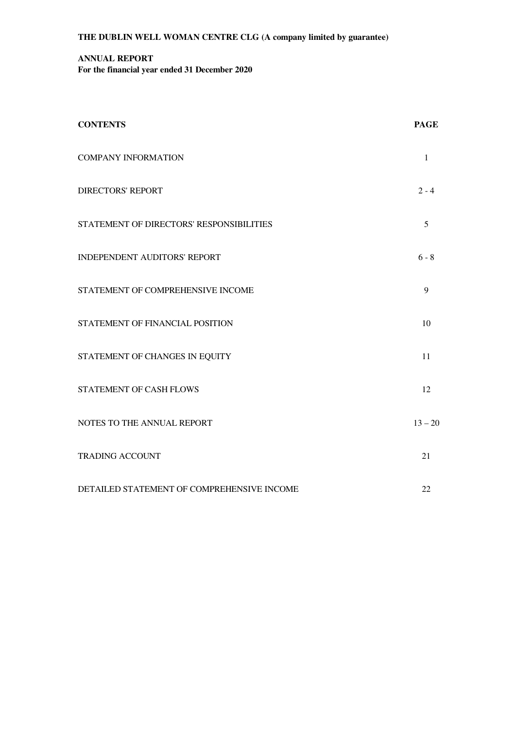**THE DUBLIN WELL WOMAN CENTRE CLG (A company limited by guarantee)**

**ANNUAL REPORT**
**For the financial year ended 31 December 2020**

| **CONTENTS** | **PAGE** |
|---|---|
| COMPANY INFORMATION | 1 |
| DIRECTORS' REPORT | 2 - 4 |
| STATEMENT OF DIRECTORS' RESPONSIBILITIES | 5 |
| INDEPENDENT AUDITORS' REPORT | 6 - 8 |
| STATEMENT OF COMPREHENSIVE INCOME | 9 |
| STATEMENT OF FINANCIAL POSITION | 10 |
| STATEMENT OF CHANGES IN EQUITY | 11 |
| STATEMENT OF CASH FLOWS | 12 |
| NOTES TO THE ANNUAL REPORT | 13 – 20 |
| TRADING ACCOUNT | 21 |
| DETAILED STATEMENT OF COMPREHENSIVE INCOME | 22 |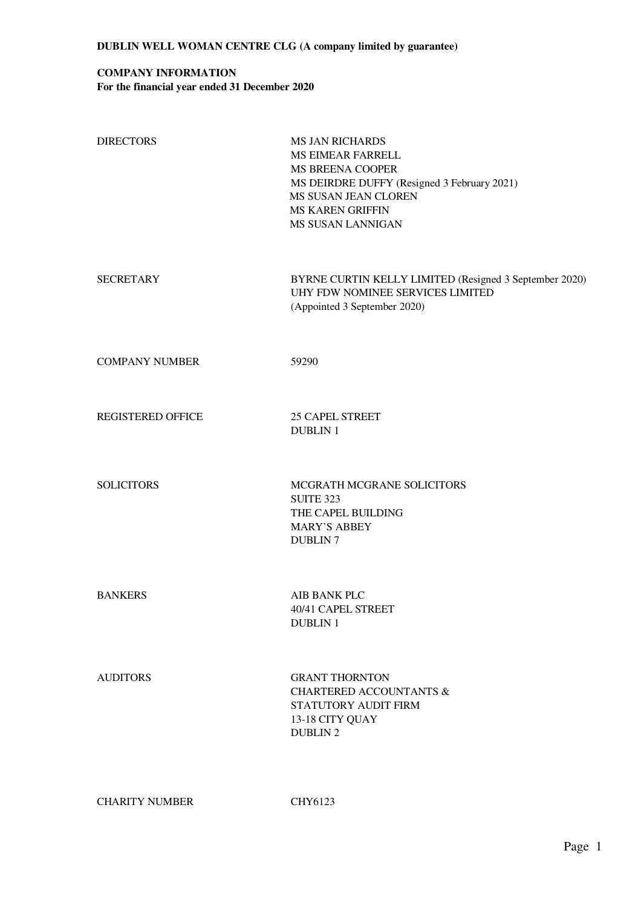**DUBLIN WELL WOMAN CENTRE CLG (A company limited by guarantee)**

**COMPANY INFORMATION**
**For the financial year ended 31 December 2020**

| | |
|---|---|
| DIRECTORS | MS JAN RICHARDS<br>MS EIMEAR FARRELL<br>MS BREENA COOPER<br>MS DEIRDRE DUFFY (Resigned 3 February 2021)<br>MS SUSAN JEAN CLOREN<br>MS KAREN GRIFFIN<br>MS SUSAN LANNIGAN |
| SECRETARY | BYRNE CURTIN KELLY LIMITED (Resigned 3 September 2020)<br>UHY FDW NOMINEE SERVICES LIMITED<br>(Appointed 3 September 2020) |
| COMPANY NUMBER | 59290 |
| REGISTERED OFFICE | 25 CAPEL STREET<br>DUBLIN 1 |
| SOLICITORS | MCGRATH MCGRANE SOLICITORS<br>SUITE 323<br>THE CAPEL BUILDING<br>MARY'S ABBEY<br>DUBLIN 7 |
| BANKERS | AIB BANK PLC<br>40/41 CAPEL STREET<br>DUBLIN 1 |
| AUDITORS | GRANT THORNTON<br>CHARTERED ACCOUNTANTS &<br>STATUTORY AUDIT FIRM<br>13-18 CITY QUAY<br>DUBLIN 2 |
| CHARITY NUMBER | CHY6123 |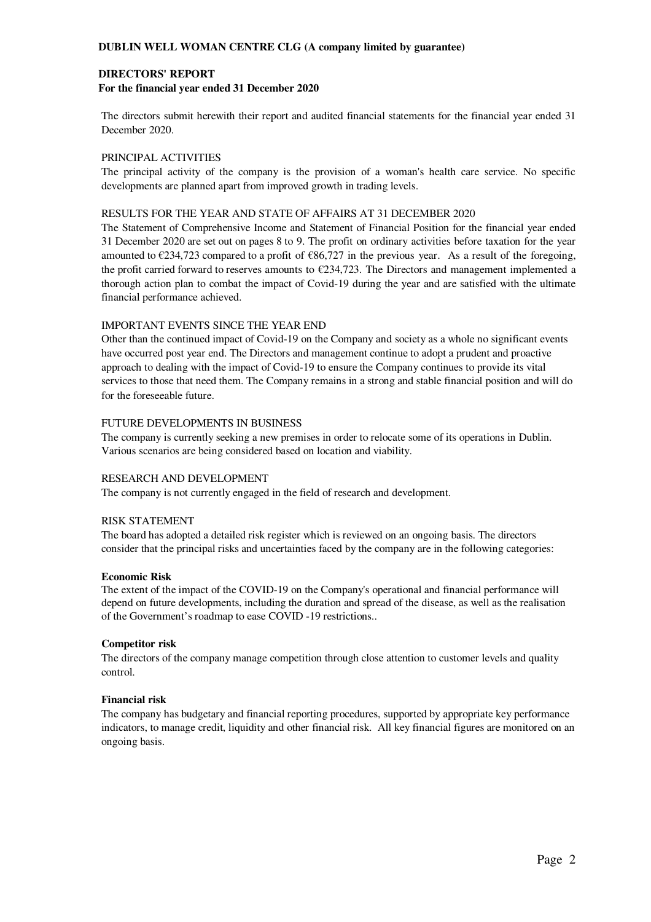**DUBLIN WELL WOMAN CENTRE CLG (A company limited by guarantee)**

# DIRECTORS' REPORT

**For the financial year ended 31 December 2020**

The directors submit herewith their report and audited financial statements for the financial year ended 31 December 2020.

## PRINCIPAL ACTIVITIES

The principal activity of the company is the provision of a woman's health care service. No specific developments are planned apart from improved growth in trading levels.

## RESULTS FOR THE YEAR AND STATE OF AFFAIRS AT 31 DECEMBER 2020

The Statement of Comprehensive Income and Statement of Financial Position for the financial year ended 31 December 2020 are set out on pages 8 to 9. The profit on ordinary activities before taxation for the year amounted to €234,723 compared to a profit of €86,727 in the previous year. As a result of the foregoing, the profit carried forward to reserves amounts to €234,723. The Directors and management implemented a thorough action plan to combat the impact of Covid-19 during the year and are satisfied with the ultimate financial performance achieved.

## IMPORTANT EVENTS SINCE THE YEAR END

Other than the continued impact of Covid-19 on the Company and society as a whole no significant events have occurred post year end. The Directors and management continue to adopt a prudent and proactive approach to dealing with the impact of Covid-19 to ensure the Company continues to provide its vital services to those that need them. The Company remains in a strong and stable financial position and will do for the foreseeable future.

## FUTURE DEVELOPMENTS IN BUSINESS

The company is currently seeking a new premises in order to relocate some of its operations in Dublin. Various scenarios are being considered based on location and viability.

## RESEARCH AND DEVELOPMENT

The company is not currently engaged in the field of research and development.

## RISK STATEMENT

The board has adopted a detailed risk register which is reviewed on an ongoing basis. The directors consider that the principal risks and uncertainties faced by the company are in the following categories:

**Economic Risk**

The extent of the impact of the COVID-19 on the Company's operational and financial performance will depend on future developments, including the duration and spread of the disease, as well as the realisation of the Government's roadmap to ease COVID -19 restrictions..

**Competitor risk**

The directors of the company manage competition through close attention to customer levels and quality control.

**Financial risk**

The company has budgetary and financial reporting procedures, supported by appropriate key performance indicators, to manage credit, liquidity and other financial risk. All key financial figures are monitored on an ongoing basis.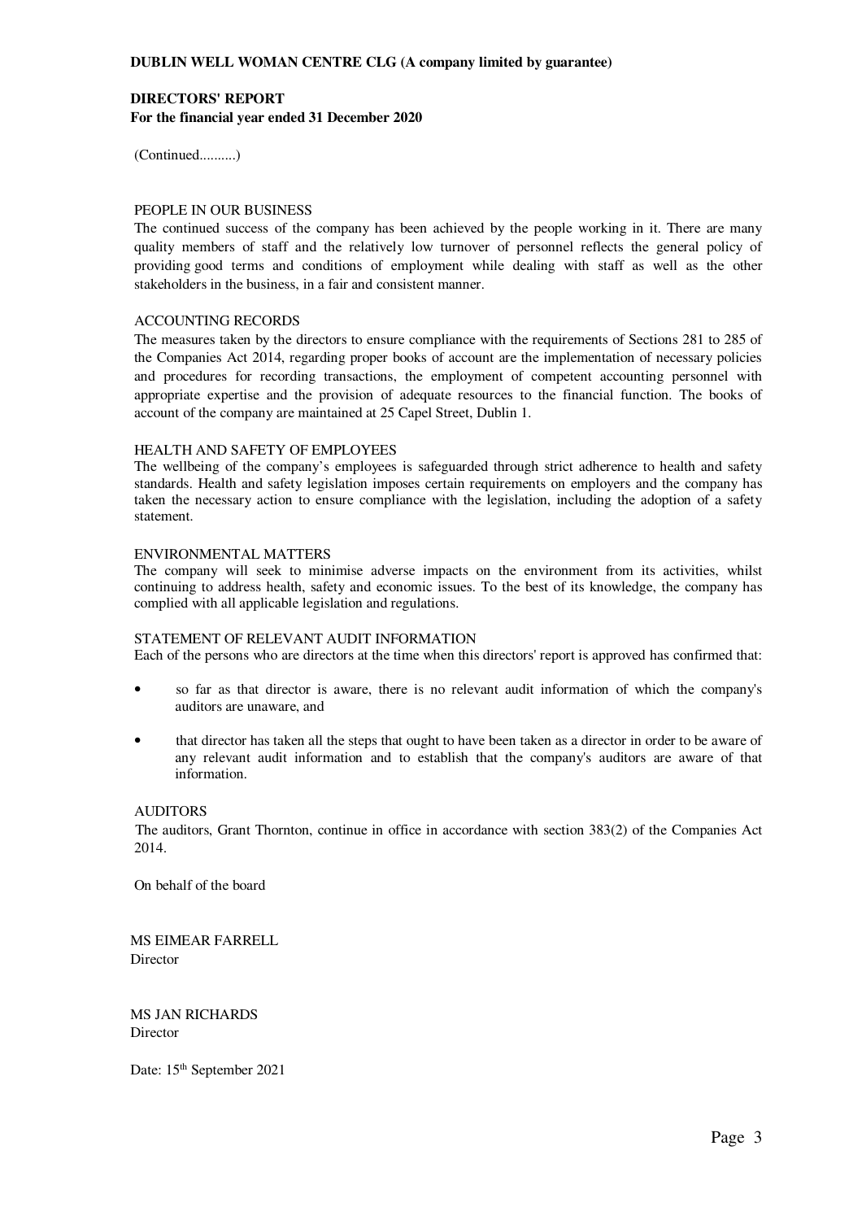**DUBLIN WELL WOMAN CENTRE CLG (A company limited by guarantee)**

**DIRECTORS' REPORT**
**For the financial year ended 31 December 2020**

(Continued..........)

## PEOPLE IN OUR BUSINESS

The continued success of the company has been achieved by the people working in it. There are many quality members of staff and the relatively low turnover of personnel reflects the general policy of providing good terms and conditions of employment while dealing with staff as well as the other stakeholders in the business, in a fair and consistent manner.

## ACCOUNTING RECORDS

The measures taken by the directors to ensure compliance with the requirements of Sections 281 to 285 of the Companies Act 2014, regarding proper books of account are the implementation of necessary policies and procedures for recording transactions, the employment of competent accounting personnel with appropriate expertise and the provision of adequate resources to the financial function. The books of account of the company are maintained at 25 Capel Street, Dublin 1.

## HEALTH AND SAFETY OF EMPLOYEES

The wellbeing of the company's employees is safeguarded through strict adherence to health and safety standards. Health and safety legislation imposes certain requirements on employers and the company has taken the necessary action to ensure compliance with the legislation, including the adoption of a safety statement.

## ENVIRONMENTAL MATTERS

The company will seek to minimise adverse impacts on the environment from its activities, whilst continuing to address health, safety and economic issues. To the best of its knowledge, the company has complied with all applicable legislation and regulations.

## STATEMENT OF RELEVANT AUDIT INFORMATION

Each of the persons who are directors at the time when this directors' report is approved has confirmed that:

- so far as that director is aware, there is no relevant audit information of which the company's auditors are unaware, and
- that director has taken all the steps that ought to have been taken as a director in order to be aware of any relevant audit information and to establish that the company's auditors are aware of that information.

## AUDITORS

The auditors, Grant Thornton, continue in office in accordance with section 383(2) of the Companies Act 2014.

On behalf of the board

MS EIMEAR FARRELL
Director

MS JAN RICHARDS
Director

Date: 15th September 2021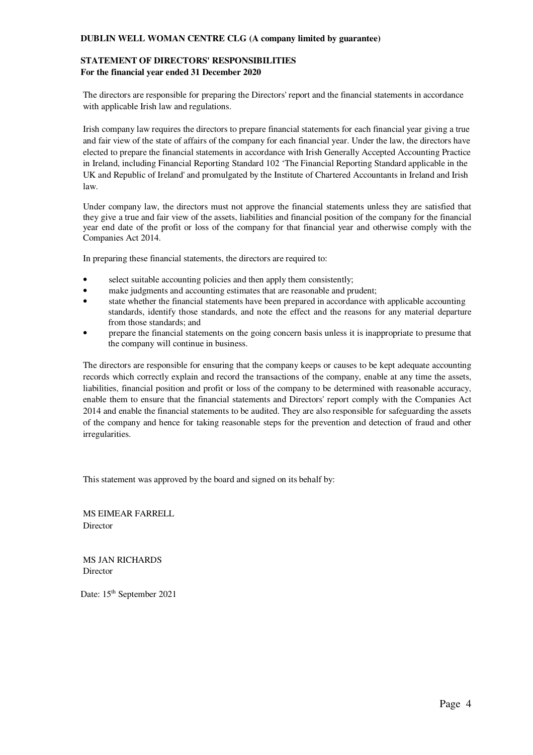**DUBLIN WELL WOMAN CENTRE CLG (A company limited by guarantee)**

## STATEMENT OF DIRECTORS' RESPONSIBILITIES
**For the financial year ended 31 December 2020**

The directors are responsible for preparing the Directors' report and the financial statements in accordance with applicable Irish law and regulations.

Irish company law requires the directors to prepare financial statements for each financial year giving a true and fair view of the state of affairs of the company for each financial year. Under the law, the directors have elected to prepare the financial statements in accordance with Irish Generally Accepted Accounting Practice in Ireland, including Financial Reporting Standard 102 'The Financial Reporting Standard applicable in the UK and Republic of Ireland' and promulgated by the Institute of Chartered Accountants in Ireland and Irish law.

Under company law, the directors must not approve the financial statements unless they are satisfied that they give a true and fair view of the assets, liabilities and financial position of the company for the financial year end date of the profit or loss of the company for that financial year and otherwise comply with the Companies Act 2014.

In preparing these financial statements, the directors are required to:

- select suitable accounting policies and then apply them consistently;
- make judgments and accounting estimates that are reasonable and prudent;
- state whether the financial statements have been prepared in accordance with applicable accounting standards, identify those standards, and note the effect and the reasons for any material departure from those standards; and
- prepare the financial statements on the going concern basis unless it is inappropriate to presume that the company will continue in business.

The directors are responsible for ensuring that the company keeps or causes to be kept adequate accounting records which correctly explain and record the transactions of the company, enable at any time the assets, liabilities, financial position and profit or loss of the company to be determined with reasonable accuracy, enable them to ensure that the financial statements and Directors' report comply with the Companies Act 2014 and enable the financial statements to be audited. They are also responsible for safeguarding the assets of the company and hence for taking reasonable steps for the prevention and detection of fraud and other irregularities.

This statement was approved by the board and signed on its behalf by:

MS EIMEAR FARRELL
Director

MS JAN RICHARDS
Director

Date: 15th September 2021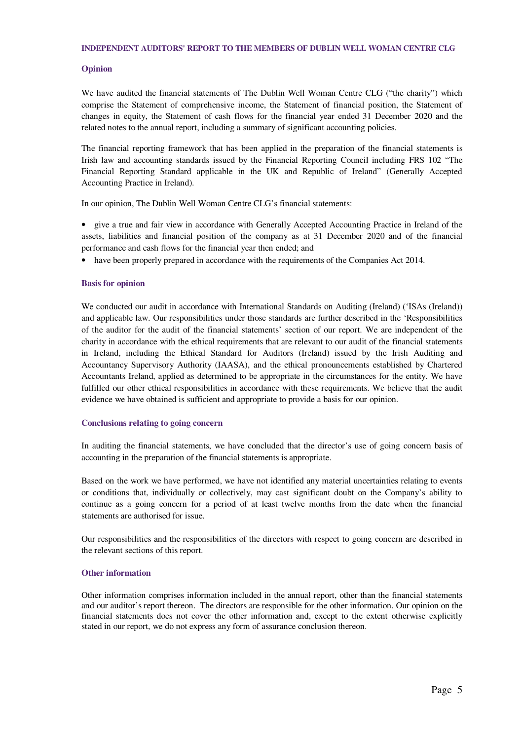**INDEPENDENT AUDITORS' REPORT TO THE MEMBERS OF DUBLIN WELL WOMAN CENTRE CLG**

## Opinion

We have audited the financial statements of The Dublin Well Woman Centre CLG ("the charity") which comprise the Statement of comprehensive income, the Statement of financial position, the Statement of changes in equity, the Statement of cash flows for the financial year ended 31 December 2020 and the related notes to the annual report, including a summary of significant accounting policies.

The financial reporting framework that has been applied in the preparation of the financial statements is Irish law and accounting standards issued by the Financial Reporting Council including FRS 102 "The Financial Reporting Standard applicable in the UK and Republic of Ireland" (Generally Accepted Accounting Practice in Ireland).

In our opinion, The Dublin Well Woman Centre CLG's financial statements:

- give a true and fair view in accordance with Generally Accepted Accounting Practice in Ireland of the assets, liabilities and financial position of the company as at 31 December 2020 and of the financial performance and cash flows for the financial year then ended; and
- have been properly prepared in accordance with the requirements of the Companies Act 2014.

## Basis for opinion

We conducted our audit in accordance with International Standards on Auditing (Ireland) ('ISAs (Ireland)) and applicable law. Our responsibilities under those standards are further described in the 'Responsibilities of the auditor for the audit of the financial statements' section of our report. We are independent of the charity in accordance with the ethical requirements that are relevant to our audit of the financial statements in Ireland, including the Ethical Standard for Auditors (Ireland) issued by the Irish Auditing and Accountancy Supervisory Authority (IAASA), and the ethical pronouncements established by Chartered Accountants Ireland, applied as determined to be appropriate in the circumstances for the entity. We have fulfilled our other ethical responsibilities in accordance with these requirements. We believe that the audit evidence we have obtained is sufficient and appropriate to provide a basis for our opinion.

## Conclusions relating to going concern

In auditing the financial statements, we have concluded that the director's use of going concern basis of accounting in the preparation of the financial statements is appropriate.

Based on the work we have performed, we have not identified any material uncertainties relating to events or conditions that, individually or collectively, may cast significant doubt on the Company's ability to continue as a going concern for a period of at least twelve months from the date when the financial statements are authorised for issue.

Our responsibilities and the responsibilities of the directors with respect to going concern are described in the relevant sections of this report.

## Other information

Other information comprises information included in the annual report, other than the financial statements and our auditor's report thereon. The directors are responsible for the other information. Our opinion on the financial statements does not cover the other information and, except to the extent otherwise explicitly stated in our report, we do not express any form of assurance conclusion thereon.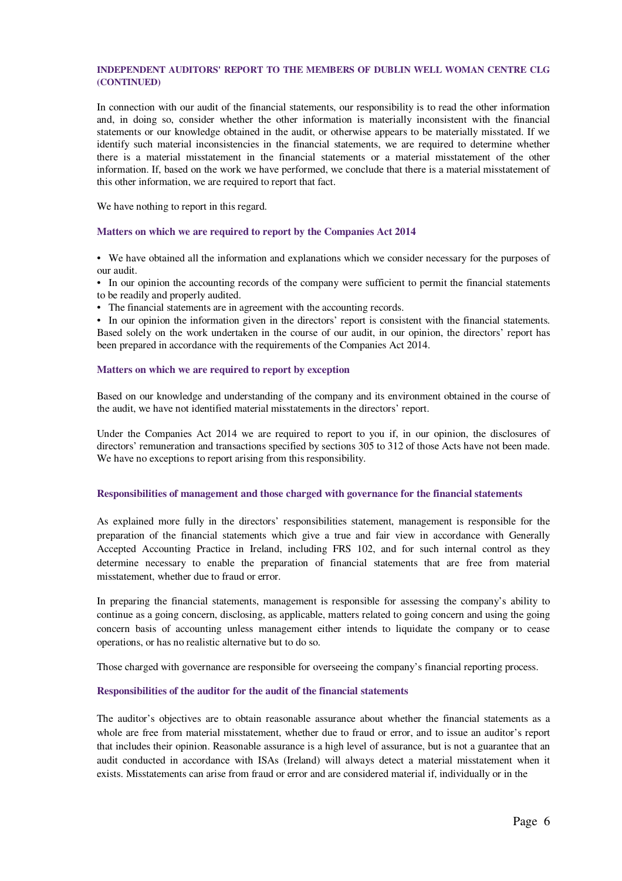**INDEPENDENT AUDITORS' REPORT TO THE MEMBERS OF DUBLIN WELL WOMAN CENTRE CLG (CONTINUED)**

In connection with our audit of the financial statements, our responsibility is to read the other information and, in doing so, consider whether the other information is materially inconsistent with the financial statements or our knowledge obtained in the audit, or otherwise appears to be materially misstated. If we identify such material inconsistencies in the financial statements, we are required to determine whether there is a material misstatement in the financial statements or a material misstatement of the other information. If, based on the work we have performed, we conclude that there is a material misstatement of this other information, we are required to report that fact.

We have nothing to report in this regard.

### Matters on which we are required to report by the Companies Act 2014

- We have obtained all the information and explanations which we consider necessary for the purposes of our audit.
- In our opinion the accounting records of the company were sufficient to permit the financial statements to be readily and properly audited.
- The financial statements are in agreement with the accounting records.
- In our opinion the information given in the directors' report is consistent with the financial statements. Based solely on the work undertaken in the course of our audit, in our opinion, the directors' report has been prepared in accordance with the requirements of the Companies Act 2014.

### Matters on which we are required to report by exception

Based on our knowledge and understanding of the company and its environment obtained in the course of the audit, we have not identified material misstatements in the directors' report.

Under the Companies Act 2014 we are required to report to you if, in our opinion, the disclosures of directors' remuneration and transactions specified by sections 305 to 312 of those Acts have not been made. We have no exceptions to report arising from this responsibility.

### Responsibilities of management and those charged with governance for the financial statements

As explained more fully in the directors' responsibilities statement, management is responsible for the preparation of the financial statements which give a true and fair view in accordance with Generally Accepted Accounting Practice in Ireland, including FRS 102, and for such internal control as they determine necessary to enable the preparation of financial statements that are free from material misstatement, whether due to fraud or error.

In preparing the financial statements, management is responsible for assessing the company's ability to continue as a going concern, disclosing, as applicable, matters related to going concern and using the going concern basis of accounting unless management either intends to liquidate the company or to cease operations, or has no realistic alternative but to do so.

Those charged with governance are responsible for overseeing the company's financial reporting process.

### Responsibilities of the auditor for the audit of the financial statements

The auditor's objectives are to obtain reasonable assurance about whether the financial statements as a whole are free from material misstatement, whether due to fraud or error, and to issue an auditor's report that includes their opinion. Reasonable assurance is a high level of assurance, but is not a guarantee that an audit conducted in accordance with ISAs (Ireland) will always detect a material misstatement when it exists. Misstatements can arise from fraud or error and are considered material if, individually or in the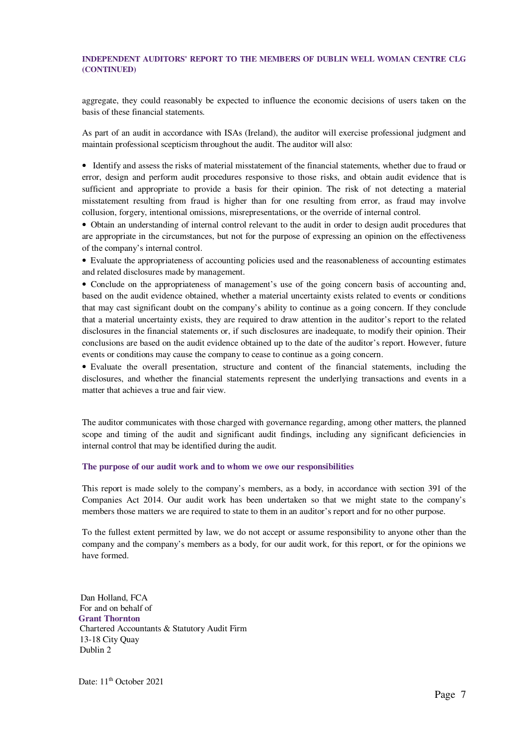**INDEPENDENT AUDITORS' REPORT TO THE MEMBERS OF DUBLIN WELL WOMAN CENTRE CLG (CONTINUED)**

aggregate, they could reasonably be expected to influence the economic decisions of users taken on the basis of these financial statements.

As part of an audit in accordance with ISAs (Ireland), the auditor will exercise professional judgment and maintain professional scepticism throughout the audit. The auditor will also:

- Identify and assess the risks of material misstatement of the financial statements, whether due to fraud or error, design and perform audit procedures responsive to those risks, and obtain audit evidence that is sufficient and appropriate to provide a basis for their opinion. The risk of not detecting a material misstatement resulting from fraud is higher than for one resulting from error, as fraud may involve collusion, forgery, intentional omissions, misrepresentations, or the override of internal control.
- Obtain an understanding of internal control relevant to the audit in order to design audit procedures that are appropriate in the circumstances, but not for the purpose of expressing an opinion on the effectiveness of the company's internal control.
- Evaluate the appropriateness of accounting policies used and the reasonableness of accounting estimates and related disclosures made by management.
- Conclude on the appropriateness of management's use of the going concern basis of accounting and, based on the audit evidence obtained, whether a material uncertainty exists related to events or conditions that may cast significant doubt on the company's ability to continue as a going concern. If they conclude that a material uncertainty exists, they are required to draw attention in the auditor's report to the related disclosures in the financial statements or, if such disclosures are inadequate, to modify their opinion. Their conclusions are based on the audit evidence obtained up to the date of the auditor's report. However, future events or conditions may cause the company to cease to continue as a going concern.
- Evaluate the overall presentation, structure and content of the financial statements, including the disclosures, and whether the financial statements represent the underlying transactions and events in a matter that achieves a true and fair view.

The auditor communicates with those charged with governance regarding, among other matters, the planned scope and timing of the audit and significant audit findings, including any significant deficiencies in internal control that may be identified during the audit.

**The purpose of our audit work and to whom we owe our responsibilities**

This report is made solely to the company's members, as a body, in accordance with section 391 of the Companies Act 2014. Our audit work has been undertaken so that we might state to the company's members those matters we are required to state to them in an auditor's report and for no other purpose.

To the fullest extent permitted by law, we do not accept or assume responsibility to anyone other than the company and the company's members as a body, for our audit work, for this report, or for the opinions we have formed.

Dan Holland, FCA
For and on behalf of
**Grant Thornton**
Chartered Accountants & Statutory Audit Firm
13-18 City Quay
Dublin 2

Date: 11th October 2021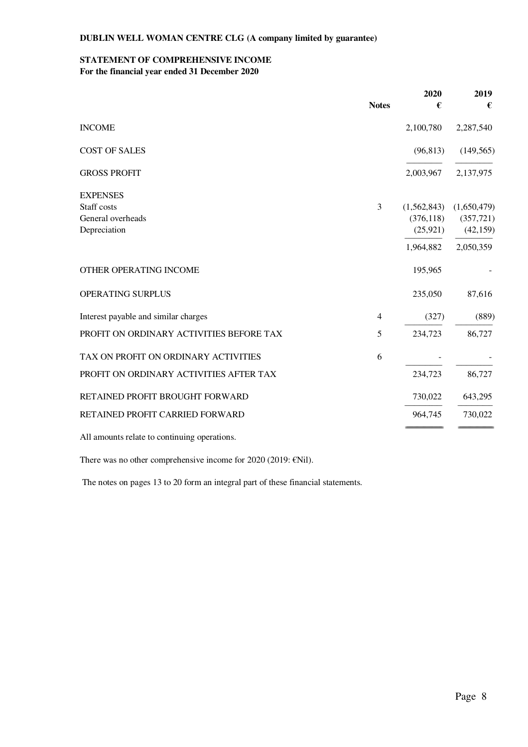**DUBLIN WELL WOMAN CENTRE CLG (A company limited by guarantee)**

**STATEMENT OF COMPREHENSIVE INCOME**
**For the financial year ended 31 December 2020**

| | Notes | 2020<br>€ | 2019<br>€ |
|---|---|---|---|
| INCOME | | 2,100,780 | 2,287,540 |
| COST OF SALES | | (96,813) | (149,565) |
| GROSS PROFIT | | 2,003,967 | 2,137,975 |
| EXPENSES | | | |
| Staff costs | 3 | (1,562,843) | (1,650,479) |
| General overheads | | (376,118) | (357,721) |
| Depreciation | | (25,921) | (42,159) |
| | | 1,964,882 | 2,050,359 |
| OTHER OPERATING INCOME | | 195,965 | - |
| OPERATING SURPLUS | | 235,050 | 87,616 |
| Interest payable and similar charges | 4 | (327) | (889) |
| PROFIT ON ORDINARY ACTIVITIES BEFORE TAX | 5 | 234,723 | 86,727 |
| TAX ON PROFIT ON ORDINARY ACTIVITIES | 6 | - | - |
| PROFIT ON ORDINARY ACTIVITIES AFTER TAX | | 234,723 | 86,727 |
| RETAINED PROFIT BROUGHT FORWARD | | 730,022 | 643,295 |
| RETAINED PROFIT CARRIED FORWARD | | 964,745 | 730,022 |

All amounts relate to continuing operations.

There was no other comprehensive income for 2020 (2019: €Nil).

The notes on pages 13 to 20 form an integral part of these financial statements.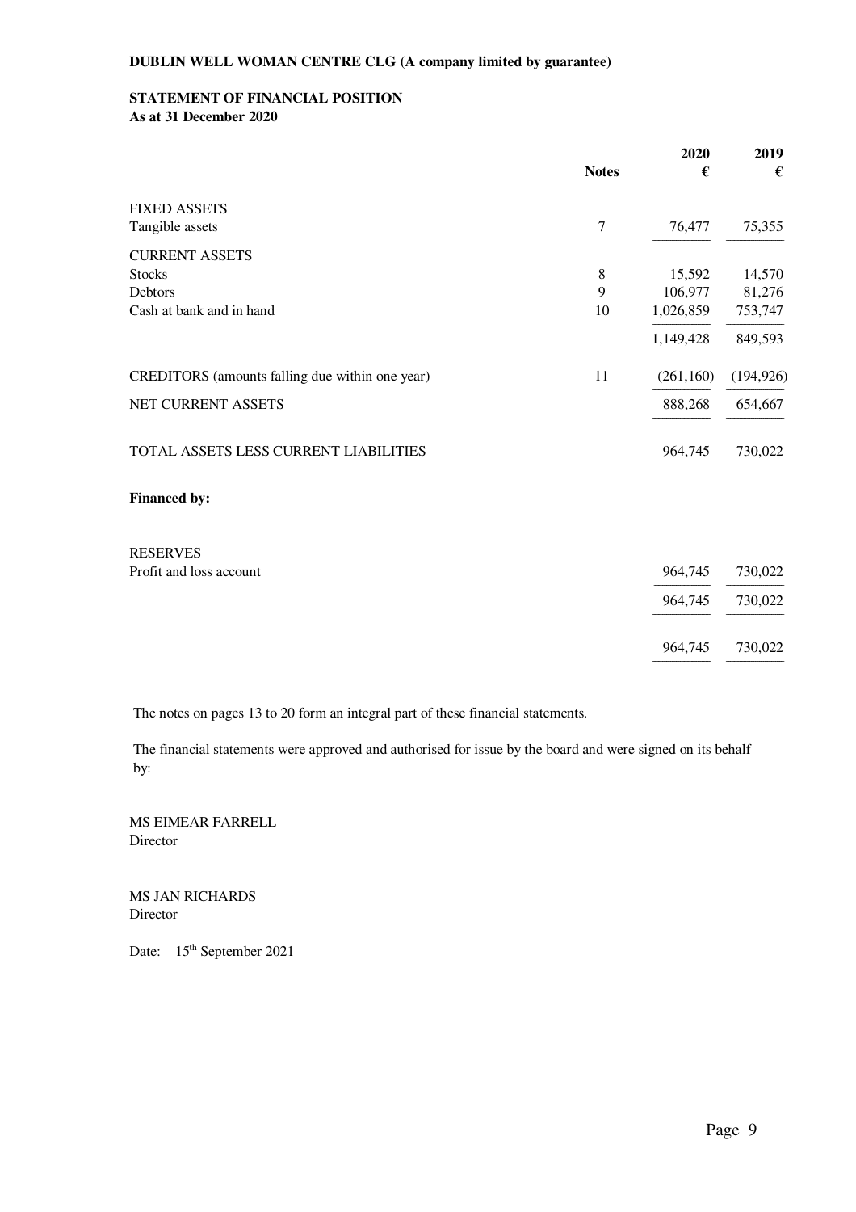**DUBLIN WELL WOMAN CENTRE CLG (A company limited by guarantee)**

**STATEMENT OF FINANCIAL POSITION**
**As at 31 December 2020**

| | Notes | 2020 € | 2019 € |
|---|---|---|---|
| FIXED ASSETS | | | |
| Tangible assets | 7 | 76,477 | 75,355 |
| CURRENT ASSETS | | | |
| Stocks | 8 | 15,592 | 14,570 |
| Debtors | 9 | 106,977 | 81,276 |
| Cash at bank and in hand | 10 | 1,026,859 | 753,747 |
| | | 1,149,428 | 849,593 |
| CREDITORS (amounts falling due within one year) | 11 | (261,160) | (194,926) |
| NET CURRENT ASSETS | | 888,268 | 654,667 |
| TOTAL ASSETS LESS CURRENT LIABILITIES | | 964,745 | 730,022 |
| **Financed by:** | | | |
| RESERVES | | | |
| Profit and loss account | | 964,745 | 730,022 |
| | | 964,745 | 730,022 |
| | | 964,745 | 730,022 |

The notes on pages 13 to 20 form an integral part of these financial statements.

The financial statements were approved and authorised for issue by the board and were signed on its behalf by:

MS EIMEAR FARRELL
Director

MS JAN RICHARDS
Director

Date: 15th September 2021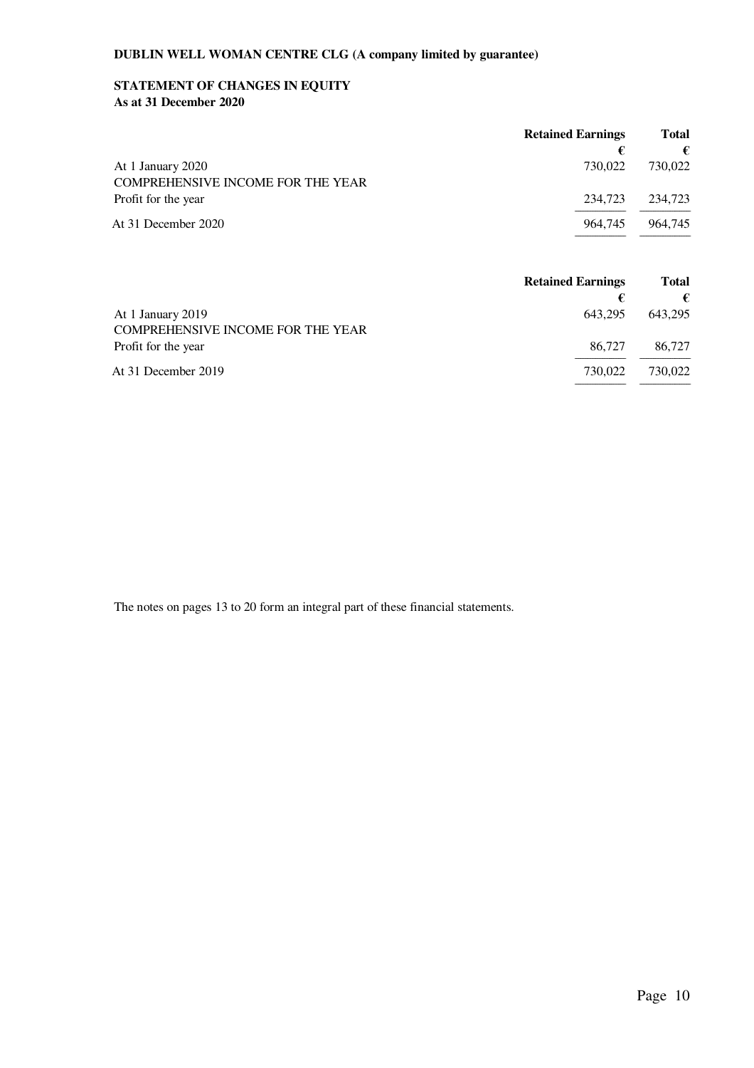**DUBLIN WELL WOMAN CENTRE CLG (A company limited by guarantee)**

## STATEMENT OF CHANGES IN EQUITY
**As at 31 December 2020**

| | Retained Earnings | Total |
|---|---|---|
| | € | € |
| At 1 January 2020 | 730,022 | 730,022 |
| COMPREHENSIVE INCOME FOR THE YEAR | | |
| Profit for the year | 234,723 | 234,723 |
| At 31 December 2020 | 964,745 | 964,745 |

| | Retained Earnings | Total |
|---|---|---|
| | € | € |
| At 1 January 2019 | 643,295 | 643,295 |
| COMPREHENSIVE INCOME FOR THE YEAR | | |
| Profit for the year | 86,727 | 86,727 |
| At 31 December 2019 | 730,022 | 730,022 |

The notes on pages 13 to 20 form an integral part of these financial statements.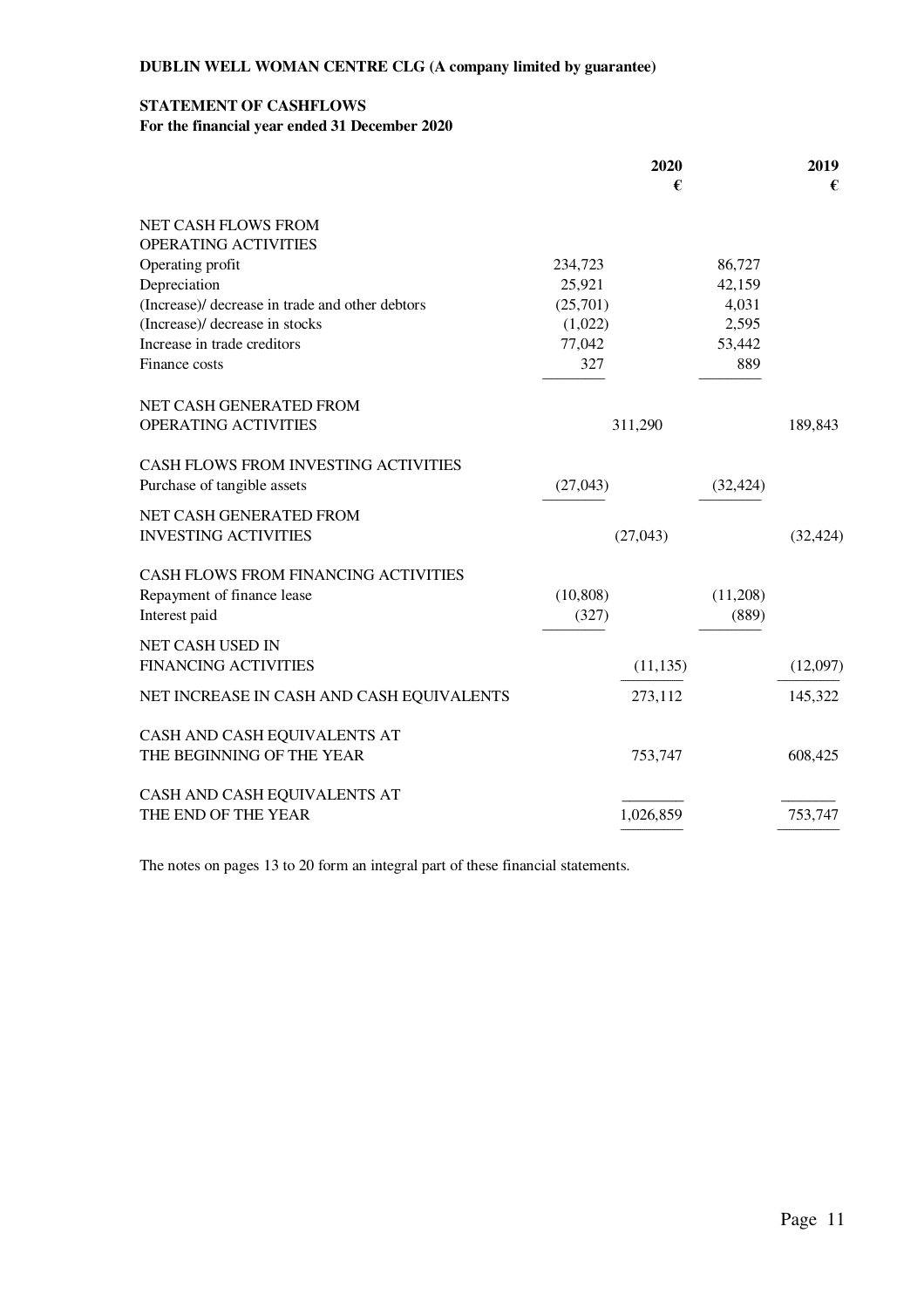**DUBLIN WELL WOMAN CENTRE CLG (A company limited by guarantee)**

**STATEMENT OF CASHFLOWS**
**For the financial year ended 31 December 2020**

| | | 2020 € | | 2019 € |
|---|---|---|---|---|
| NET CASH FLOWS FROM OPERATING ACTIVITIES | | | | |
| Operating profit | 234,723 | | 86,727 | |
| Depreciation | 25,921 | | 42,159 | |
| (Increase)/ decrease in trade and other debtors | (25,701) | | 4,031 | |
| (Increase)/ decrease in stocks | (1,022) | | 2,595 | |
| Increase in trade creditors | 77,042 | | 53,442 | |
| Finance costs | 327 | | 889 | |
| NET CASH GENERATED FROM OPERATING ACTIVITIES | | 311,290 | | 189,843 |
| CASH FLOWS FROM INVESTING ACTIVITIES | | | | |
| Purchase of tangible assets | (27,043) | | (32,424) | |
| NET CASH GENERATED FROM INVESTING ACTIVITIES | | (27,043) | | (32,424) |
| CASH FLOWS FROM FINANCING ACTIVITIES | | | | |
| Repayment of finance lease | (10,808) | | (11,208) | |
| Interest paid | (327) | | (889) | |
| NET CASH USED IN FINANCING ACTIVITIES | | (11,135) | | (12,097) |
| NET INCREASE IN CASH AND CASH EQUIVALENTS | | 273,112 | | 145,322 |
| CASH AND CASH EQUIVALENTS AT THE BEGINNING OF THE YEAR | | 753,747 | | 608,425 |
| CASH AND CASH EQUIVALENTS AT THE END OF THE YEAR | | 1,026,859 | | 753,747 |

The notes on pages 13 to 20 form an integral part of these financial statements.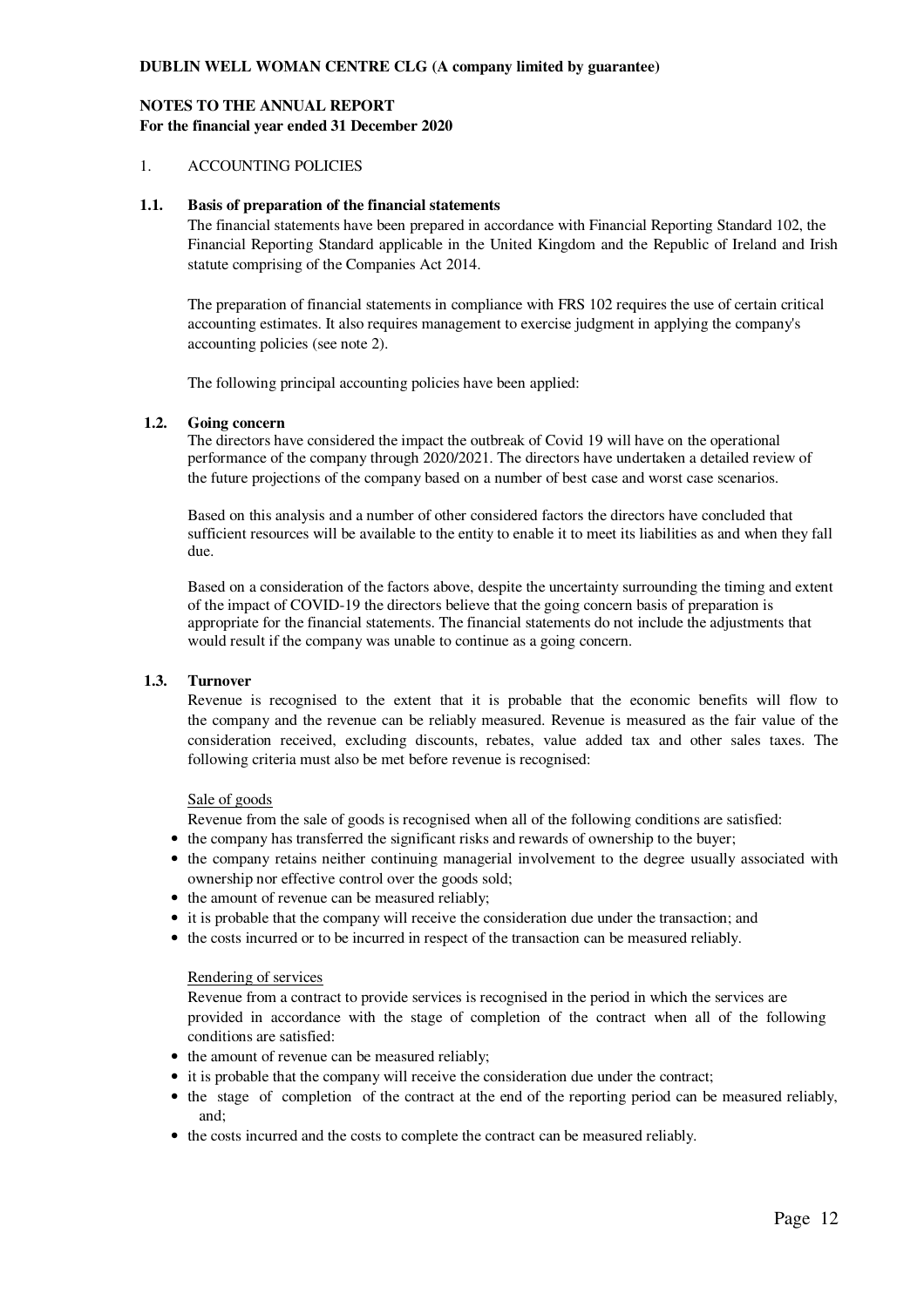**DUBLIN WELL WOMAN CENTRE CLG (A company limited by guarantee)**

**NOTES TO THE ANNUAL REPORT**
**For the financial year ended 31 December 2020**

1. ACCOUNTING POLICIES

### 1.1. Basis of preparation of the financial statements

The financial statements have been prepared in accordance with Financial Reporting Standard 102, the Financial Reporting Standard applicable in the United Kingdom and the Republic of Ireland and Irish statute comprising of the Companies Act 2014.

The preparation of financial statements in compliance with FRS 102 requires the use of certain critical accounting estimates. It also requires management to exercise judgment in applying the company's accounting policies (see note 2).

The following principal accounting policies have been applied:

### 1.2. Going concern

The directors have considered the impact the outbreak of Covid 19 will have on the operational performance of the company through 2020/2021. The directors have undertaken a detailed review of the future projections of the company based on a number of best case and worst case scenarios.

Based on this analysis and a number of other considered factors the directors have concluded that sufficient resources will be available to the entity to enable it to meet its liabilities as and when they fall due.

Based on a consideration of the factors above, despite the uncertainty surrounding the timing and extent of the impact of COVID-19 the directors believe that the going concern basis of preparation is appropriate for the financial statements. The financial statements do not include the adjustments that would result if the company was unable to continue as a going concern.

### 1.3. Turnover

Revenue is recognised to the extent that it is probable that the economic benefits will flow to the company and the revenue can be reliably measured. Revenue is measured as the fair value of the consideration received, excluding discounts, rebates, value added tax and other sales taxes. The following criteria must also be met before revenue is recognised:

Sale of goods

Revenue from the sale of goods is recognised when all of the following conditions are satisfied:

- the company has transferred the significant risks and rewards of ownership to the buyer;
- the company retains neither continuing managerial involvement to the degree usually associated with ownership nor effective control over the goods sold;
- the amount of revenue can be measured reliably;
- it is probable that the company will receive the consideration due under the transaction; and
- the costs incurred or to be incurred in respect of the transaction can be measured reliably.

Rendering of services

Revenue from a contract to provide services is recognised in the period in which the services are provided in accordance with the stage of completion of the contract when all of the following conditions are satisfied:

- the amount of revenue can be measured reliably;
- it is probable that the company will receive the consideration due under the contract;
- the stage of completion of the contract at the end of the reporting period can be measured reliably, and;
- the costs incurred and the costs to complete the contract can be measured reliably.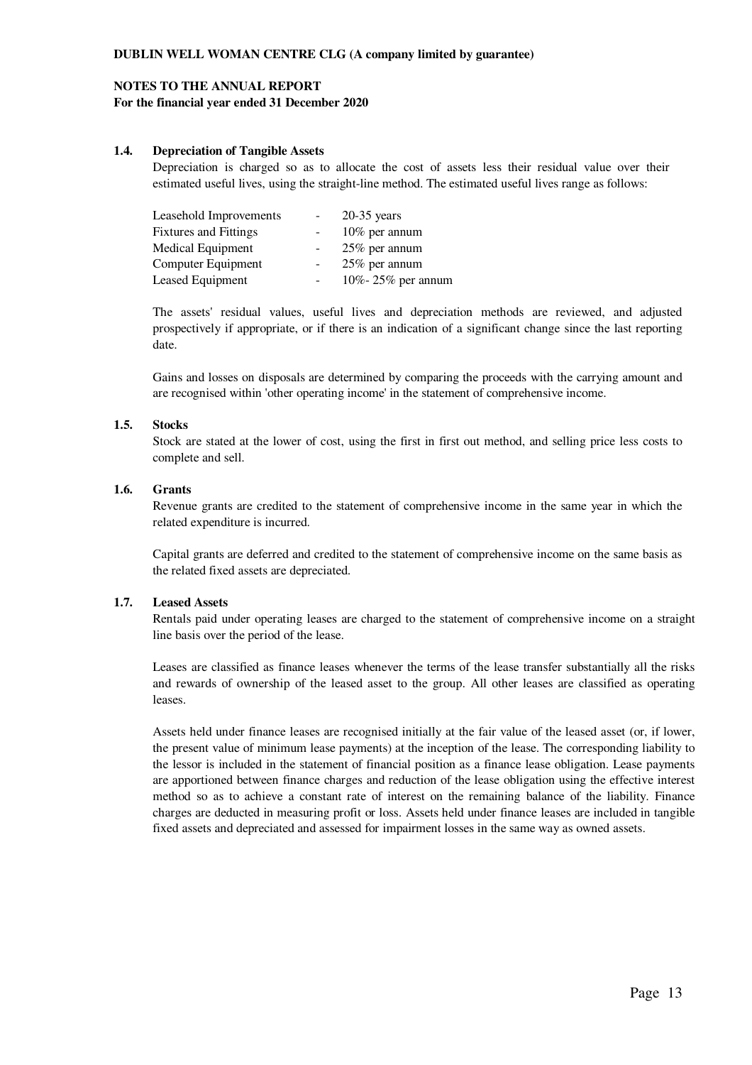### 1.4. Depreciation of Tangible Assets

Depreciation is charged so as to allocate the cost of assets less their residual value over their estimated useful lives, using the straight-line method. The estimated useful lives range as follows:

| | | |
|---|---|---|
| Leasehold Improvements | - | 20-35 years |
| Fixtures and Fittings | - | 10% per annum |
| Medical Equipment | - | 25% per annum |
| Computer Equipment | - | 25% per annum |
| Leased Equipment | - | 10%- 25% per annum |

The assets' residual values, useful lives and depreciation methods are reviewed, and adjusted prospectively if appropriate, or if there is an indication of a significant change since the last reporting date.

Gains and losses on disposals are determined by comparing the proceeds with the carrying amount and are recognised within 'other operating income' in the statement of comprehensive income.

### 1.5. Stocks

Stock are stated at the lower of cost, using the first in first out method, and selling price less costs to complete and sell.

### 1.6. Grants

Revenue grants are credited to the statement of comprehensive income in the same year in which the related expenditure is incurred.

Capital grants are deferred and credited to the statement of comprehensive income on the same basis as the related fixed assets are depreciated.

### 1.7. Leased Assets

Rentals paid under operating leases are charged to the statement of comprehensive income on a straight line basis over the period of the lease.

Leases are classified as finance leases whenever the terms of the lease transfer substantially all the risks and rewards of ownership of the leased asset to the group. All other leases are classified as operating leases.

Assets held under finance leases are recognised initially at the fair value of the leased asset (or, if lower, the present value of minimum lease payments) at the inception of the lease. The corresponding liability to the lessor is included in the statement of financial position as a finance lease obligation. Lease payments are apportioned between finance charges and reduction of the lease obligation using the effective interest method so as to achieve a constant rate of interest on the remaining balance of the liability. Finance charges are deducted in measuring profit or loss. Assets held under finance leases are included in tangible fixed assets and depreciated and assessed for impairment losses in the same way as owned assets.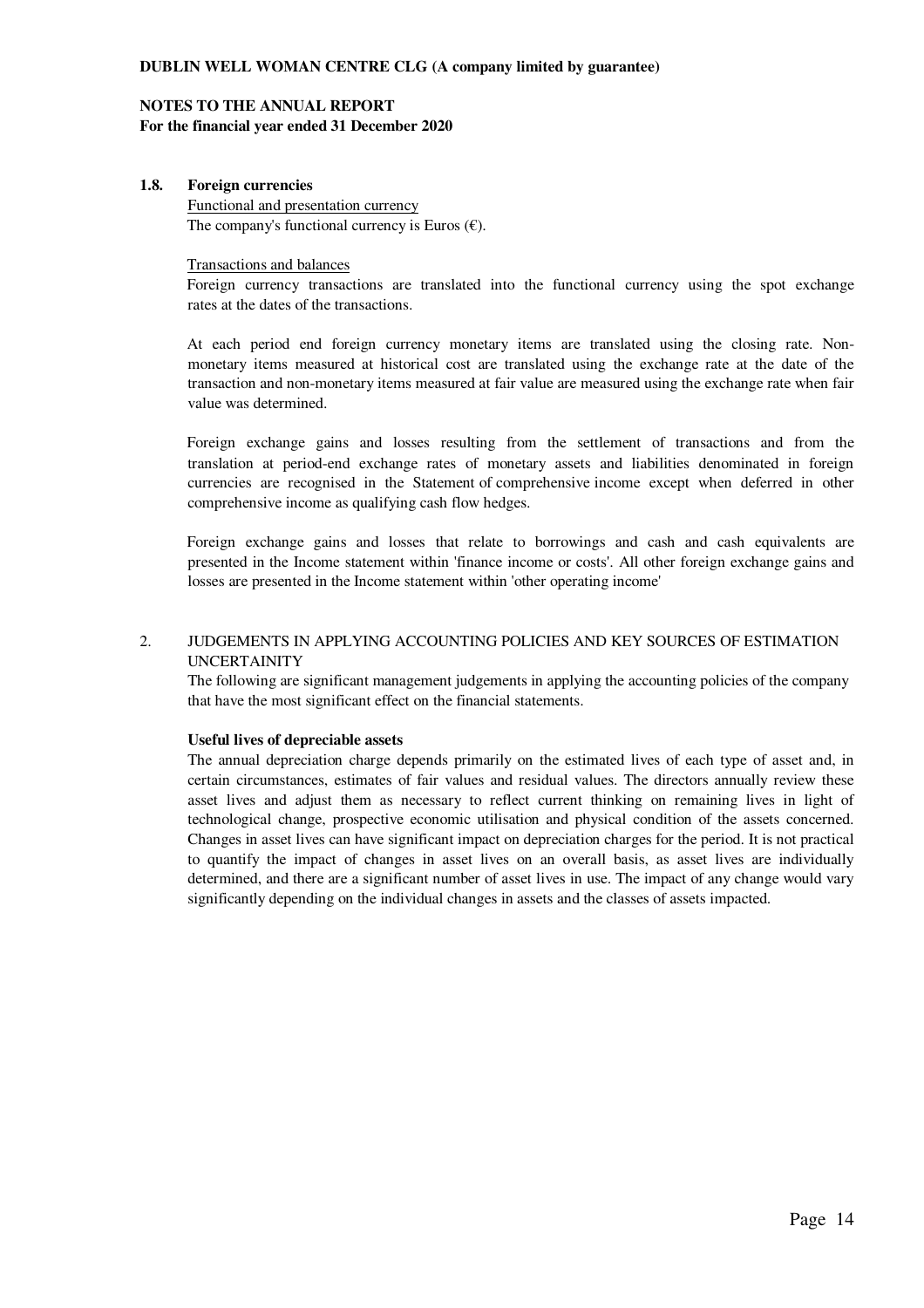### 1.8. Foreign currencies

Functional and presentation currency

The company's functional currency is Euros (€).

Transactions and balances

Foreign currency transactions are translated into the functional currency using the spot exchange rates at the dates of the transactions.

At each period end foreign currency monetary items are translated using the closing rate. Non-monetary items measured at historical cost are translated using the exchange rate at the date of the transaction and non-monetary items measured at fair value are measured using the exchange rate when fair value was determined.

Foreign exchange gains and losses resulting from the settlement of transactions and from the translation at period-end exchange rates of monetary assets and liabilities denominated in foreign currencies are recognised in the Statement of comprehensive income except when deferred in other comprehensive income as qualifying cash flow hedges.

Foreign exchange gains and losses that relate to borrowings and cash and cash equivalents are presented in the Income statement within 'finance income or costs'. All other foreign exchange gains and losses are presented in the Income statement within 'other operating income'

## 2. JUDGEMENTS IN APPLYING ACCOUNTING POLICIES AND KEY SOURCES OF ESTIMATION UNCERTAINITY

The following are significant management judgements in applying the accounting policies of the company that have the most significant effect on the financial statements.

**Useful lives of depreciable assets**

The annual depreciation charge depends primarily on the estimated lives of each type of asset and, in certain circumstances, estimates of fair values and residual values. The directors annually review these asset lives and adjust them as necessary to reflect current thinking on remaining lives in light of technological change, prospective economic utilisation and physical condition of the assets concerned. Changes in asset lives can have significant impact on depreciation charges for the period. It is not practical to quantify the impact of changes in asset lives on an overall basis, as asset lives are individually determined, and there are a significant number of asset lives in use. The impact of any change would vary significantly depending on the individual changes in assets and the classes of assets impacted.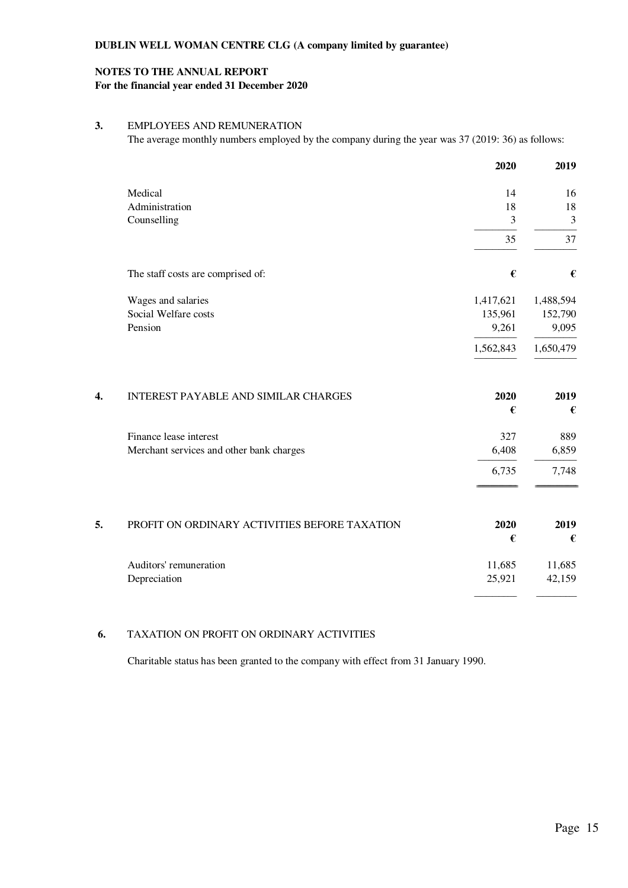**DUBLIN WELL WOMAN CENTRE CLG (A company limited by guarantee)**

**NOTES TO THE ANNUAL REPORT**
**For the financial year ended 31 December 2020**

## 3. EMPLOYEES AND REMUNERATION

The average monthly numbers employed by the company during the year was 37 (2019: 36) as follows:

| | 2020 | 2019 |
|---|---|---|
| Medical | 14 | 16 |
| Administration | 18 | 18 |
| Counselling | 3 | 3 |
| | 35 | 37 |

| The staff costs are comprised of: | € | € |
|---|---|---|
| Wages and salaries | 1,417,621 | 1,488,594 |
| Social Welfare costs | 135,961 | 152,790 |
| Pension | 9,261 | 9,095 |
| | 1,562,843 | 1,650,479 |

## 4. INTEREST PAYABLE AND SIMILAR CHARGES

| | 2020 € | 2019 € |
|---|---|---|
| Finance lease interest | 327 | 889 |
| Merchant services and other bank charges | 6,408 | 6,859 |
| | 6,735 | 7,748 |

## 5. PROFIT ON ORDINARY ACTIVITIES BEFORE TAXATION

| | 2020 € | 2019 € |
|---|---|---|
| Auditors' remuneration | 11,685 | 11,685 |
| Depreciation | 25,921 | 42,159 |

## 6. TAXATION ON PROFIT ON ORDINARY ACTIVITIES

Charitable status has been granted to the company with effect from 31 January 1990.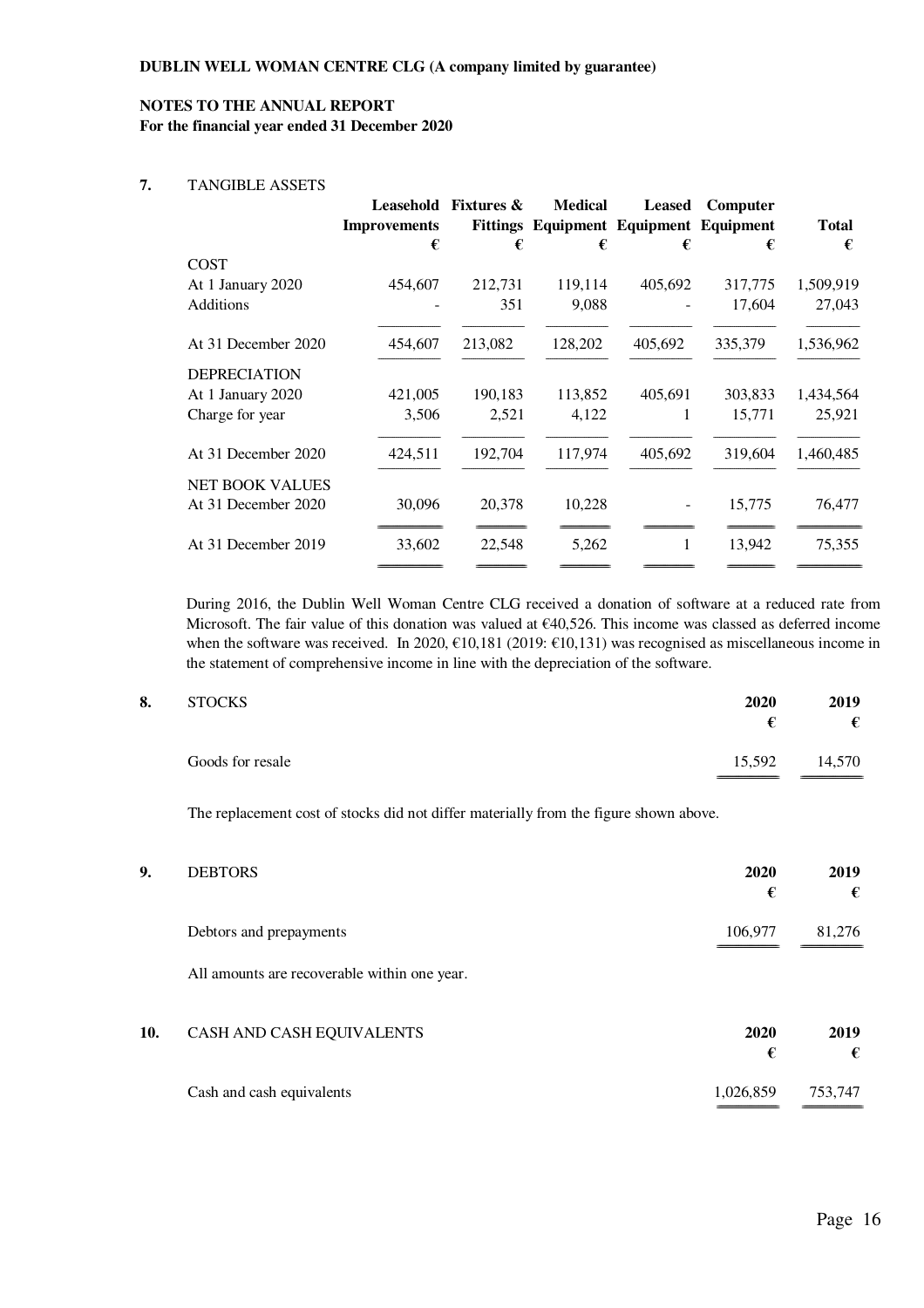**DUBLIN WELL WOMAN CENTRE CLG (A company limited by guarantee)**

**NOTES TO THE ANNUAL REPORT**
**For the financial year ended 31 December 2020**

## 7. TANGIBLE ASSETS

| | Leasehold Improvements | Fixtures & Fittings | Medical Equipment | Leased Equipment | Computer Equipment | Total |
|---|---|---|---|---|---|---|
| | € | € | € | € | € | € |
| COST | | | | | | |
| At 1 January 2020 | 454,607 | 212,731 | 119,114 | 405,692 | 317,775 | 1,509,919 |
| Additions | - | 351 | 9,088 | - | 17,604 | 27,043 |
| At 31 December 2020 | 454,607 | 213,082 | 128,202 | 405,692 | 335,379 | 1,536,962 |
| DEPRECIATION | | | | | | |
| At 1 January 2020 | 421,005 | 190,183 | 113,852 | 405,691 | 303,833 | 1,434,564 |
| Charge for year | 3,506 | 2,521 | 4,122 | 1 | 15,771 | 25,921 |
| At 31 December 2020 | 424,511 | 192,704 | 117,974 | 405,692 | 319,604 | 1,460,485 |
| NET BOOK VALUES | | | | | | |
| At 31 December 2020 | 30,096 | 20,378 | 10,228 | - | 15,775 | 76,477 |
| At 31 December 2019 | 33,602 | 22,548 | 5,262 | 1 | 13,942 | 75,355 |

During 2016, the Dublin Well Woman Centre CLG received a donation of software at a reduced rate from Microsoft. The fair value of this donation was valued at €40,526. This income was classed as deferred income when the software was received. In 2020, €10,181 (2019: €10,131) was recognised as miscellaneous income in the statement of comprehensive income in line with the depreciation of the software.

## 8. STOCKS

| | 2020 | 2019 |
|---|---|---|
| | € | € |
| Goods for resale | 15,592 | 14,570 |

The replacement cost of stocks did not differ materially from the figure shown above.

## 9. DEBTORS

| | 2020 | 2019 |
|---|---|---|
| | € | € |
| Debtors and prepayments | 106,977 | 81,276 |

All amounts are recoverable within one year.

## 10. CASH AND CASH EQUIVALENTS

| | 2020 | 2019 |
|---|---|---|
| | € | € |
| Cash and cash equivalents | 1,026,859 | 753,747 |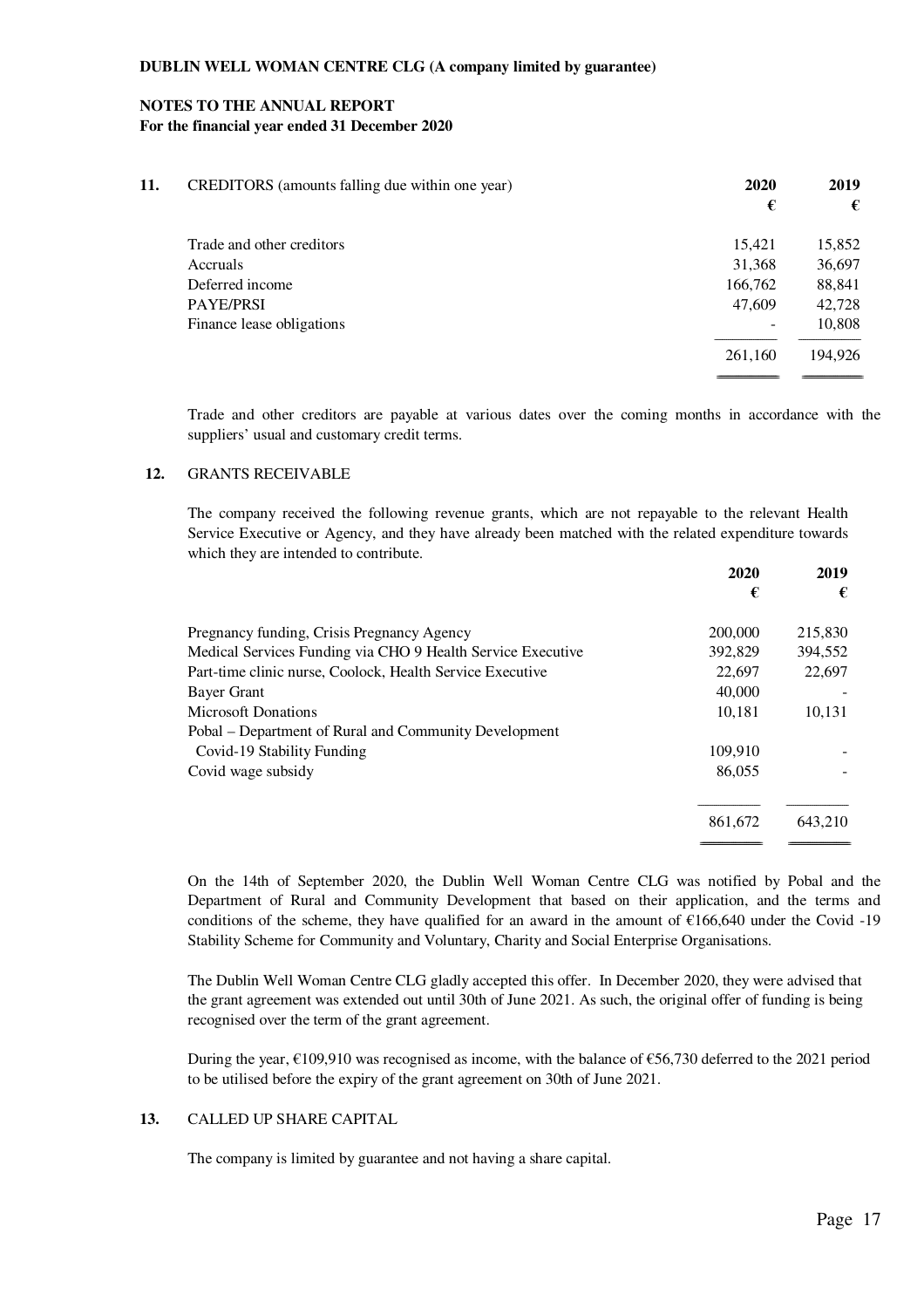**DUBLIN WELL WOMAN CENTRE CLG (A company limited by guarantee)**

**NOTES TO THE ANNUAL REPORT**
**For the financial year ended 31 December 2020**

**11.** CREDITORS (amounts falling due within one year)

| | 2020 | 2019 |
|---|---|---|
| | € | € |
| Trade and other creditors | 15,421 | 15,852 |
| Accruals | 31,368 | 36,697 |
| Deferred income | 166,762 | 88,841 |
| PAYE/PRSI | 47,609 | 42,728 |
| Finance lease obligations | - | 10,808 |
| | 261,160 | 194,926 |

Trade and other creditors are payable at various dates over the coming months in accordance with the suppliers' usual and customary credit terms.

**12.** GRANTS RECEIVABLE

The company received the following revenue grants, which are not repayable to the relevant Health Service Executive or Agency, and they have already been matched with the related expenditure towards which they are intended to contribute.

| | 2020 | 2019 |
|---|---|---|
| | € | € |
| Pregnancy funding, Crisis Pregnancy Agency | 200,000 | 215,830 |
| Medical Services Funding via CHO 9 Health Service Executive | 392,829 | 394,552 |
| Part-time clinic nurse, Coolock, Health Service Executive | 22,697 | 22,697 |
| Bayer Grant | 40,000 | - |
| Microsoft Donations | 10,181 | 10,131 |
| Pobal – Department of Rural and Community Development Covid-19 Stability Funding | 109,910 | - |
| Covid wage subsidy | 86,055 | - |
| | 861,672 | 643,210 |

On the 14th of September 2020, the Dublin Well Woman Centre CLG was notified by Pobal and the Department of Rural and Community Development that based on their application, and the terms and conditions of the scheme, they have qualified for an award in the amount of €166,640 under the Covid -19 Stability Scheme for Community and Voluntary, Charity and Social Enterprise Organisations.

The Dublin Well Woman Centre CLG gladly accepted this offer. In December 2020, they were advised that the grant agreement was extended out until 30th of June 2021. As such, the original offer of funding is being recognised over the term of the grant agreement.

During the year, €109,910 was recognised as income, with the balance of €56,730 deferred to the 2021 period to be utilised before the expiry of the grant agreement on 30th of June 2021.

**13.** CALLED UP SHARE CAPITAL

The company is limited by guarantee and not having a share capital.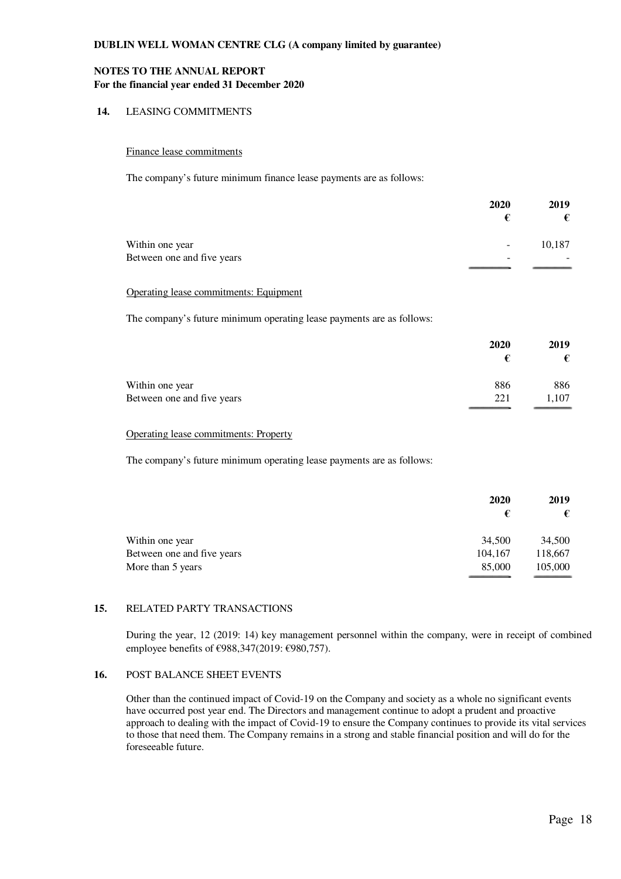**DUBLIN WELL WOMAN CENTRE CLG (A company limited by guarantee)**

**NOTES TO THE ANNUAL REPORT**
**For the financial year ended 31 December 2020**

## 14. LEASING COMMITMENTS

Finance lease commitments

The company's future minimum finance lease payments are as follows:

| | 2020 € | 2019 € |
|---|---|---|
| Within one year | - | 10,187 |
| Between one and five years | - | - |

Operating lease commitments: Equipment

The company's future minimum operating lease payments are as follows:

| | 2020 € | 2019 € |
|---|---|---|
| Within one year | 886 | 886 |
| Between one and five years | 221 | 1,107 |

Operating lease commitments: Property

The company's future minimum operating lease payments are as follows:

| | 2020 € | 2019 € |
|---|---|---|
| Within one year | 34,500 | 34,500 |
| Between one and five years | 104,167 | 118,667 |
| More than 5 years | 85,000 | 105,000 |

## 15. RELATED PARTY TRANSACTIONS

During the year, 12 (2019: 14) key management personnel within the company, were in receipt of combined employee benefits of €988,347(2019: €980,757).

## 16. POST BALANCE SHEET EVENTS

Other than the continued impact of Covid-19 on the Company and society as a whole no significant events have occurred post year end. The Directors and management continue to adopt a prudent and proactive approach to dealing with the impact of Covid-19 to ensure the Company continues to provide its vital services to those that need them. The Company remains in a strong and stable financial position and will do for the foreseeable future.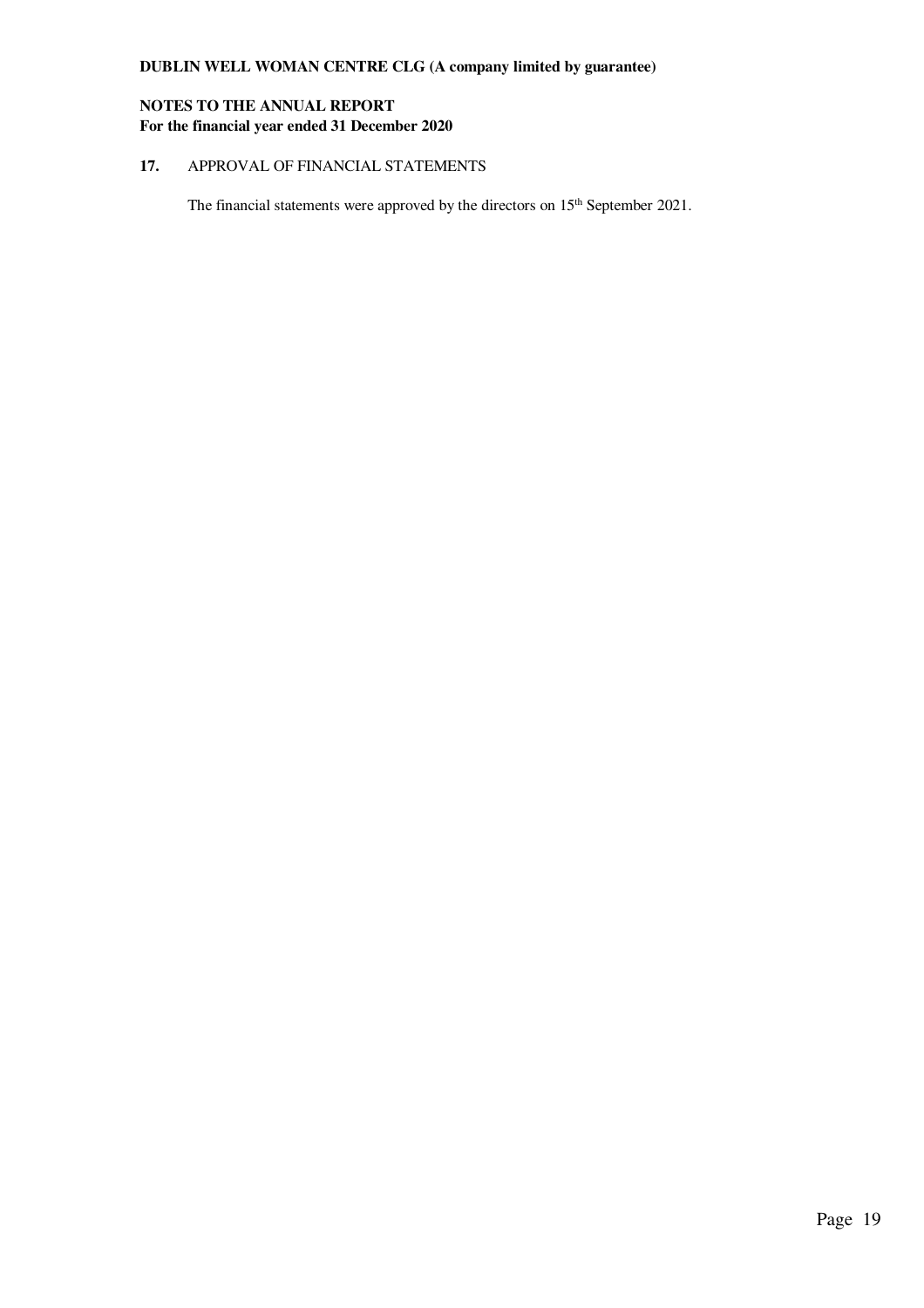**DUBLIN WELL WOMAN CENTRE CLG (A company limited by guarantee)**

**NOTES TO THE ANNUAL REPORT**
**For the financial year ended 31 December 2020**

**17.** APPROVAL OF FINANCIAL STATEMENTS

The financial statements were approved by the directors on 15th September 2021.